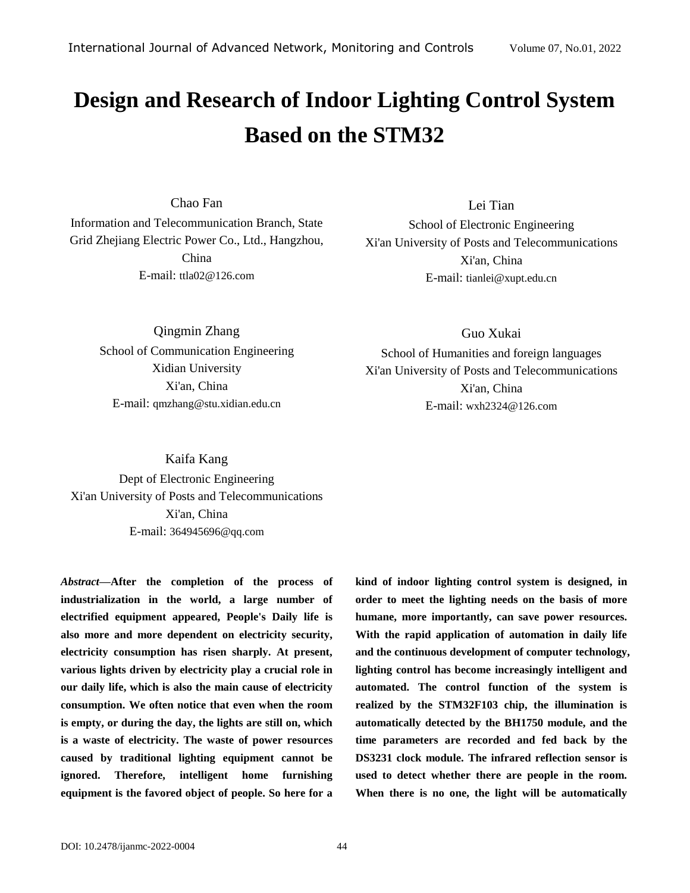# Design and Research of Indoor Lighting Control System Based on the STM32

Chao Fan
Information and Telecommunication Branch, State Grid Zhejiang Electric Power Co., Ltd., Hangzhou, China
E-mail: ttla02@126.com

Lei Tian
School of Electronic Engineering
Xi'an University of Posts and Telecommunications
Xi'an, China
E-mail: tianlei@xupt.edu.cn

Qingmin Zhang
School of Communication Engineering
Xidian University
Xi'an, China
E-mail: qmzhang@stu.xidian.edu.cn

Guo Xukai
School of Humanities and foreign languages
Xi'an University of Posts and Telecommunications
Xi'an, China
E-mail: wxh2324@126.com

Kaifa Kang
Dept of Electronic Engineering
Xi'an University of Posts and Telecommunications
Xi'an, China
E-mail: 364945696@qq.com

***Abstract*—After the completion of the process of industrialization in the world, a large number of electrified equipment appeared, People's Daily life is also more and more dependent on electricity security, electricity consumption has risen sharply. At present, various lights driven by electricity play a crucial role in our daily life, which is also the main cause of electricity consumption. We often notice that even when the room is empty, or during the day, the lights are still on, which is a waste of electricity. The waste of power resources caused by traditional lighting equipment cannot be ignored. Therefore, intelligent home furnishing equipment is the favored object of people. So here for a kind of indoor lighting control system is designed, in order to meet the lighting needs on the basis of more humane, more importantly, can save power resources. With the rapid application of automation in daily life and the continuous development of computer technology, lighting control has become increasingly intelligent and automated. The control function of the system is realized by the STM32F103 chip, the illumination is automatically detected by the BH1750 module, and the time parameters are recorded and fed back by the DS3231 clock module. The infrared reflection sensor is used to detect whether there are people in the room. When there is no one, the light will be automatically**

DOI: 10.2478/ijanmc-2022-0004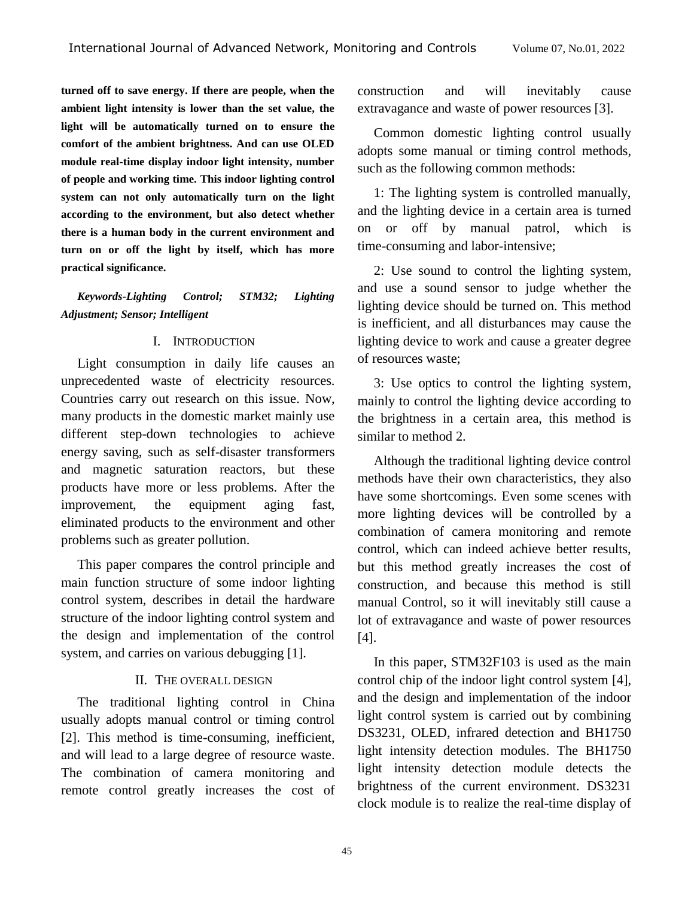**turned off to save energy. If there are people, when the ambient light intensity is lower than the set value, the light will be automatically turned on to ensure the comfort of the ambient brightness. And can use OLED module real-time display indoor light intensity, number of people and working time. This indoor lighting control system can not only automatically turn on the light according to the environment, but also detect whether there is a human body in the current environment and turn on or off the light by itself, which has more practical significance.**

***Keywords-Lighting Control; STM32; Lighting Adjustment; Sensor; Intelligent***

## I. INTRODUCTION

Light consumption in daily life causes an unprecedented waste of electricity resources. Countries carry out research on this issue. Now, many products in the domestic market mainly use different step-down technologies to achieve energy saving, such as self-disaster transformers and magnetic saturation reactors, but these products have more or less problems. After the improvement, the equipment aging fast, eliminated products to the environment and other problems such as greater pollution.

This paper compares the control principle and main function structure of some indoor lighting control system, describes in detail the hardware structure of the indoor lighting control system and the design and implementation of the control system, and carries on various debugging [1].

## II. THE OVERALL DESIGN

The traditional lighting control in China usually adopts manual control or timing control [2]. This method is time-consuming, inefficient, and will lead to a large degree of resource waste. The combination of camera monitoring and remote control greatly increases the cost of construction and will inevitably cause extravagance and waste of power resources [3].

Common domestic lighting control usually adopts some manual or timing control methods, such as the following common methods:

1: The lighting system is controlled manually, and the lighting device in a certain area is turned on or off by manual patrol, which is time-consuming and labor-intensive;

2: Use sound to control the lighting system, and use a sound sensor to judge whether the lighting device should be turned on. This method is inefficient, and all disturbances may cause the lighting device to work and cause a greater degree of resources waste;

3: Use optics to control the lighting system, mainly to control the lighting device according to the brightness in a certain area, this method is similar to method 2.

Although the traditional lighting device control methods have their own characteristics, they also have some shortcomings. Even some scenes with more lighting devices will be controlled by a combination of camera monitoring and remote control, which can indeed achieve better results, but this method greatly increases the cost of construction, and because this method is still manual Control, so it will inevitably still cause a lot of extravagance and waste of power resources [4].

In this paper, STM32F103 is used as the main control chip of the indoor light control system [4], and the design and implementation of the indoor light control system is carried out by combining DS3231, OLED, infrared detection and BH1750 light intensity detection modules. The BH1750 light intensity detection module detects the brightness of the current environment. DS3231 clock module is to realize the real-time display of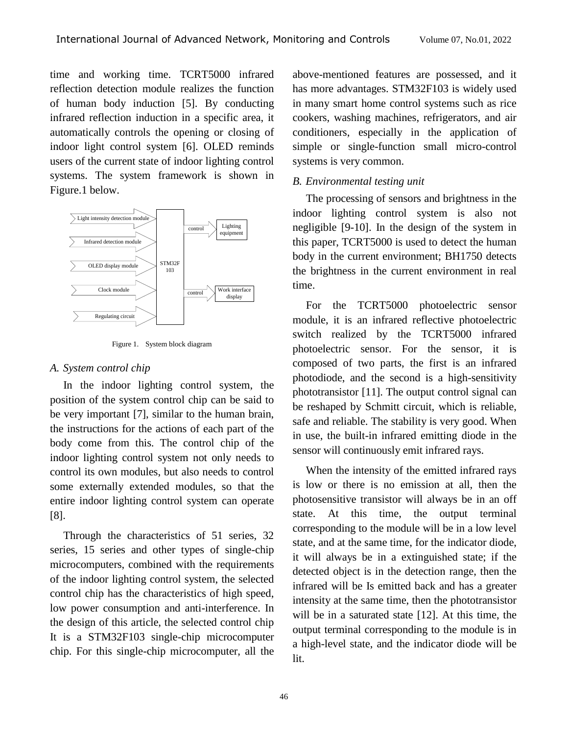time and working time. TCRT5000 infrared reflection detection module realizes the function of human body induction [5]. By conducting infrared reflection induction in a specific area, it automatically controls the opening or closing of indoor light control system [6]. OLED reminds users of the current state of indoor lighting control systems. The system framework is shown in Figure.1 below.

Figure 1. System block diagram

### A. System control chip

In the indoor lighting control system, the position of the system control chip can be said to be very important [7], similar to the human brain, the instructions for the actions of each part of the body come from this. The control chip of the indoor lighting control system not only needs to control its own modules, but also needs to control some externally extended modules, so that the entire indoor lighting control system can operate [8].

Through the characteristics of 51 series, 32 series, 15 series and other types of single-chip microcomputers, combined with the requirements of the indoor lighting control system, the selected control chip has the characteristics of high speed, low power consumption and anti-interference. In the design of this article, the selected control chip It is a STM32F103 single-chip microcomputer chip. For this single-chip microcomputer, all the above-mentioned features are possessed, and it has more advantages. STM32F103 is widely used in many smart home control systems such as rice cookers, washing machines, refrigerators, and air conditioners, especially in the application of simple or single-function small micro-control systems is very common.

### B. Environmental testing unit

The processing of sensors and brightness in the indoor lighting control system is also not negligible [9-10]. In the design of the system in this paper, TCRT5000 is used to detect the human body in the current environment; BH1750 detects the brightness in the current environment in real time.

For the TCRT5000 photoelectric sensor module, it is an infrared reflective photoelectric switch realized by the TCRT5000 infrared photoelectric sensor. For the sensor, it is composed of two parts, the first is an infrared photodiode, and the second is a high-sensitivity phototransistor [11]. The output control signal can be reshaped by Schmitt circuit, which is reliable, safe and reliable. The stability is very good. When in use, the built-in infrared emitting diode in the sensor will continuously emit infrared rays.

When the intensity of the emitted infrared rays is low or there is no emission at all, then the photosensitive transistor will always be in an off state. At this time, the output terminal corresponding to the module will be in a low level state, and at the same time, for the indicator diode, it will always be in a extinguished state; if the detected object is in the detection range, then the infrared will be Is emitted back and has a greater intensity at the same time, then the phototransistor will be in a saturated state [12]. At this time, the output terminal corresponding to the module is in a high-level state, and the indicator diode will be lit.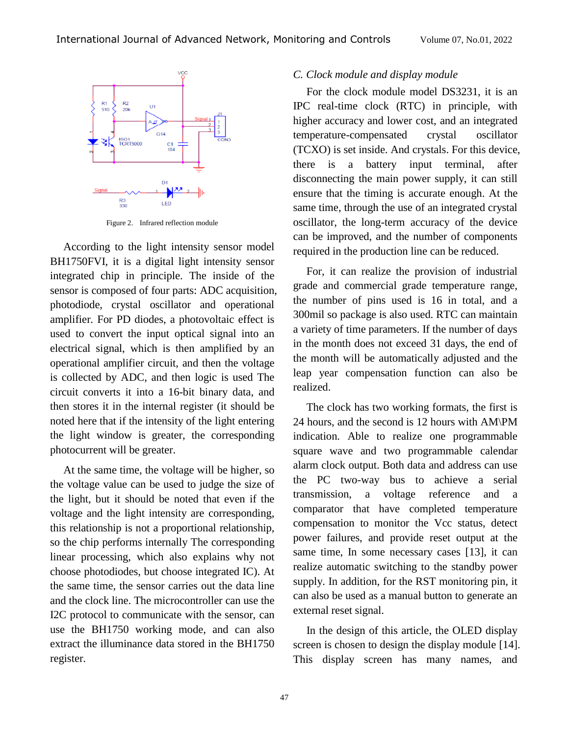Figure 2. Infrared reflection module

According to the light intensity sensor model BH1750FVI, it is a digital light intensity sensor integrated chip in principle. The inside of the sensor is composed of four parts: ADC acquisition, photodiode, crystal oscillator and operational amplifier. For PD diodes, a photovoltaic effect is used to convert the input optical signal into an electrical signal, which is then amplified by an operational amplifier circuit, and then the voltage is collected by ADC, and then logic is used The circuit converts it into a 16-bit binary data, and then stores it in the internal register (it should be noted here that if the intensity of the light entering the light window is greater, the corresponding photocurrent will be greater.

At the same time, the voltage will be higher, so the voltage value can be used to judge the size of the light, but it should be noted that even if the voltage and the light intensity are corresponding, this relationship is not a proportional relationship, so the chip performs internally The corresponding linear processing, which also explains why not choose photodiodes, but choose integrated IC). At the same time, the sensor carries out the data line and the clock line. The microcontroller can use the I2C protocol to communicate with the sensor, can use the BH1750 working mode, and can also extract the illuminance data stored in the BH1750 register.

### *C. Clock module and display module*

For the clock module model DS3231, it is an IPC real-time clock (RTC) in principle, with higher accuracy and lower cost, and an integrated temperature-compensated crystal oscillator (TCXO) is set inside. And crystals. For this device, there is a battery input terminal, after disconnecting the main power supply, it can still ensure that the timing is accurate enough. At the same time, through the use of an integrated crystal oscillator, the long-term accuracy of the device can be improved, and the number of components required in the production line can be reduced.

For, it can realize the provision of industrial grade and commercial grade temperature range, the number of pins used is 16 in total, and a 300mil so package is also used. RTC can maintain a variety of time parameters. If the number of days in the month does not exceed 31 days, the end of the month will be automatically adjusted and the leap year compensation function can also be realized.

The clock has two working formats, the first is 24 hours, and the second is 12 hours with AM\PM indication. Able to realize one programmable square wave and two programmable calendar alarm clock output. Both data and address can use the PC two-way bus to achieve a serial transmission, a voltage reference and a comparator that have completed temperature compensation to monitor the Vcc status, detect power failures, and provide reset output at the same time, In some necessary cases [13], it can realize automatic switching to the standby power supply. In addition, for the RST monitoring pin, it can also be used as a manual button to generate an external reset signal.

In the design of this article, the OLED display screen is chosen to design the display module [14]. This display screen has many names, and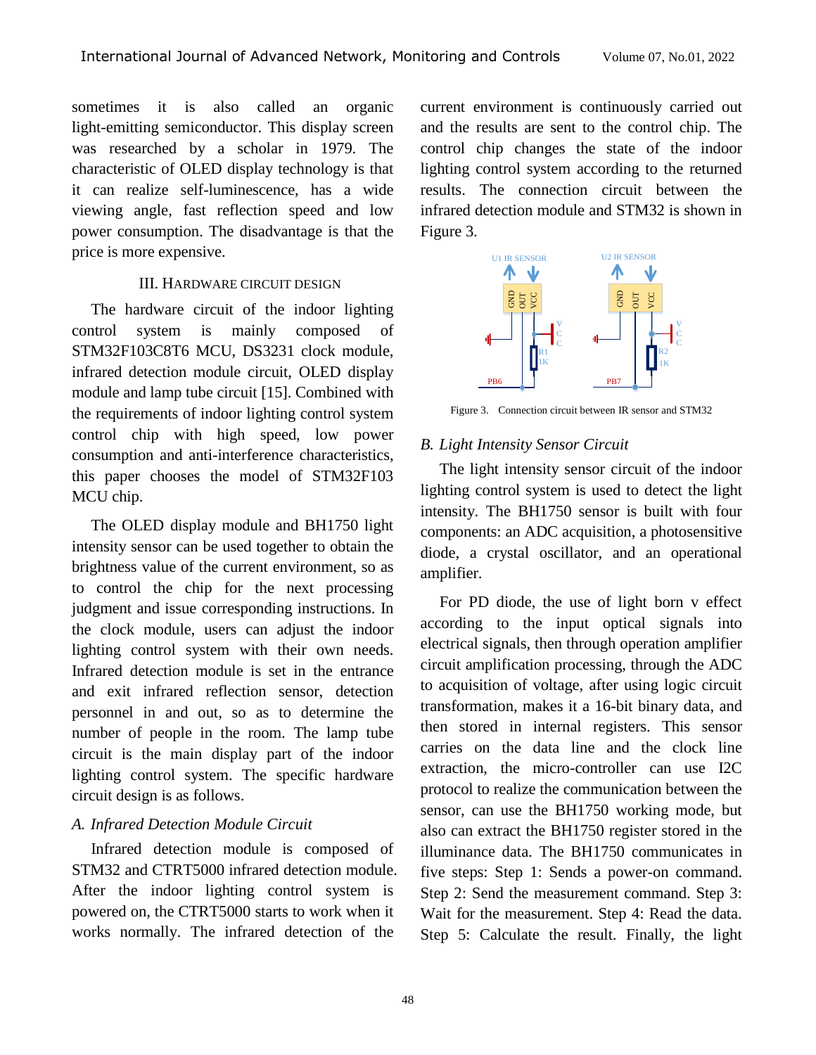sometimes it is also called an organic light-emitting semiconductor. This display screen was researched by a scholar in 1979. The characteristic of OLED display technology is that it can realize self-luminescence, has a wide viewing angle, fast reflection speed and low power consumption. The disadvantage is that the price is more expensive.

## III. HARDWARE CIRCUIT DESIGN

The hardware circuit of the indoor lighting control system is mainly composed of STM32F103C8T6 MCU, DS3231 clock module, infrared detection module circuit, OLED display module and lamp tube circuit [15]. Combined with the requirements of indoor lighting control system control chip with high speed, low power consumption and anti-interference characteristics, this paper chooses the model of STM32F103 MCU chip.

The OLED display module and BH1750 light intensity sensor can be used together to obtain the brightness value of the current environment, so as to control the chip for the next processing judgment and issue corresponding instructions. In the clock module, users can adjust the indoor lighting control system with their own needs. Infrared detection module is set in the entrance and exit infrared reflection sensor, detection personnel in and out, so as to determine the number of people in the room. The lamp tube circuit is the main display part of the indoor lighting control system. The specific hardware circuit design is as follows.

### *A. Infrared Detection Module Circuit*

Infrared detection module is composed of STM32 and CTRT5000 infrared detection module. After the indoor lighting control system is powered on, the CTRT5000 starts to work when it works normally. The infrared detection of the current environment is continuously carried out and the results are sent to the control chip. The control chip changes the state of the indoor lighting control system according to the returned results. The connection circuit between the infrared detection module and STM32 is shown in Figure 3.

Figure 3. Connection circuit between IR sensor and STM32

### *B. Light Intensity Sensor Circuit*

The light intensity sensor circuit of the indoor lighting control system is used to detect the light intensity. The BH1750 sensor is built with four components: an ADC acquisition, a photosensitive diode, a crystal oscillator, and an operational amplifier.

For PD diode, the use of light born v effect according to the input optical signals into electrical signals, then through operation amplifier circuit amplification processing, through the ADC to acquisition of voltage, after using logic circuit transformation, makes it a 16-bit binary data, and then stored in internal registers. This sensor carries on the data line and the clock line extraction, the micro-controller can use I2C protocol to realize the communication between the sensor, can use the BH1750 working mode, but also can extract the BH1750 register stored in the illuminance data. The BH1750 communicates in five steps: Step 1: Sends a power-on command. Step 2: Send the measurement command. Step 3: Wait for the measurement. Step 4: Read the data. Step 5: Calculate the result. Finally, the light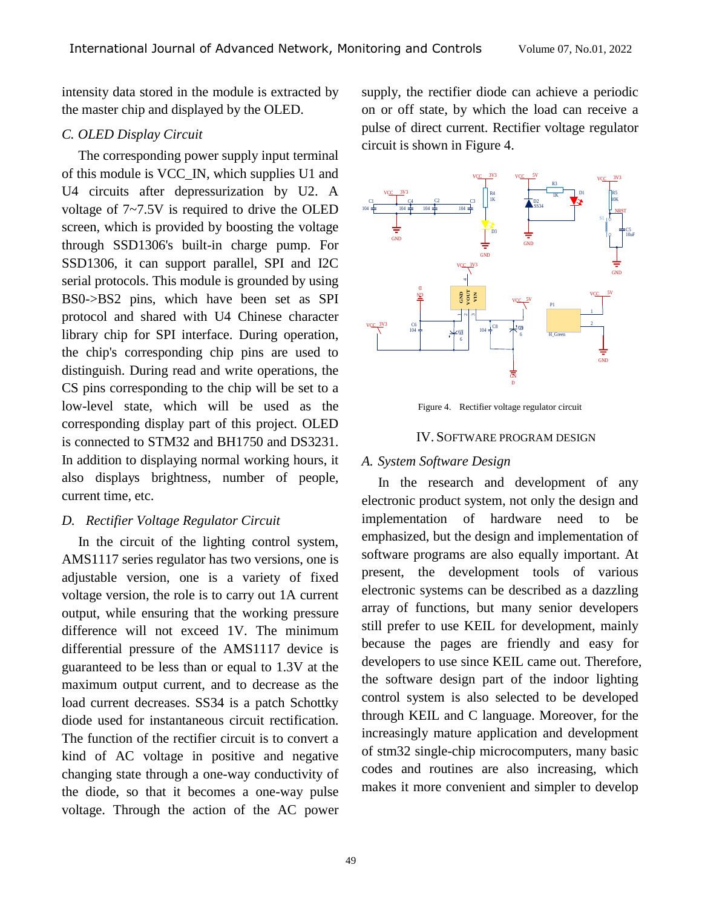intensity data stored in the module is extracted by the master chip and displayed by the OLED.

### *C. OLED Display Circuit*

The corresponding power supply input terminal of this module is VCC_IN, which supplies U1 and U4 circuits after depressurization by U2. A voltage of 7~7.5V is required to drive the OLED screen, which is provided by boosting the voltage through SSD1306's built-in charge pump. For SSD1306, it can support parallel, SPI and I2C serial protocols. This module is grounded by using BS0->BS2 pins, which have been set as SPI protocol and shared with U4 Chinese character library chip for SPI interface. During operation, the chip's corresponding chip pins are used to distinguish. During read and write operations, the CS pins corresponding to the chip will be set to a low-level state, which will be used as the corresponding display part of this project. OLED is connected to STM32 and BH1750 and DS3231. In addition to displaying normal working hours, it also displays brightness, number of people, current time, etc.

### *D. Rectifier Voltage Regulator Circuit*

In the circuit of the lighting control system, AMS1117 series regulator has two versions, one is adjustable version, one is a variety of fixed voltage version, the role is to carry out 1A current output, while ensuring that the working pressure difference will not exceed 1V. The minimum differential pressure of the AMS1117 device is guaranteed to be less than or equal to 1.3V at the maximum output current, and to decrease as the load current decreases. SS34 is a patch Schottky diode used for instantaneous circuit rectification. The function of the rectifier circuit is to convert a kind of AC voltage in positive and negative changing state through a one-way conductivity of the diode, so that it becomes a one-way pulse voltage. Through the action of the AC power supply, the rectifier diode can achieve a periodic on or off state, by which the load can receive a pulse of direct current. Rectifier voltage regulator circuit is shown in Figure 4.

Figure 4. Rectifier voltage regulator circuit

## IV. SOFTWARE PROGRAM DESIGN

### *A. System Software Design*

In the research and development of any electronic product system, not only the design and implementation of hardware need to be emphasized, but the design and implementation of software programs are also equally important. At present, the development tools of various electronic systems can be described as a dazzling array of functions, but many senior developers still prefer to use KEIL for development, mainly because the pages are friendly and easy for developers to use since KEIL came out. Therefore, the software design part of the indoor lighting control system is also selected to be developed through KEIL and C language. Moreover, for the increasingly mature application and development of stm32 single-chip microcomputers, many basic codes and routines are also increasing, which makes it more convenient and simpler to develop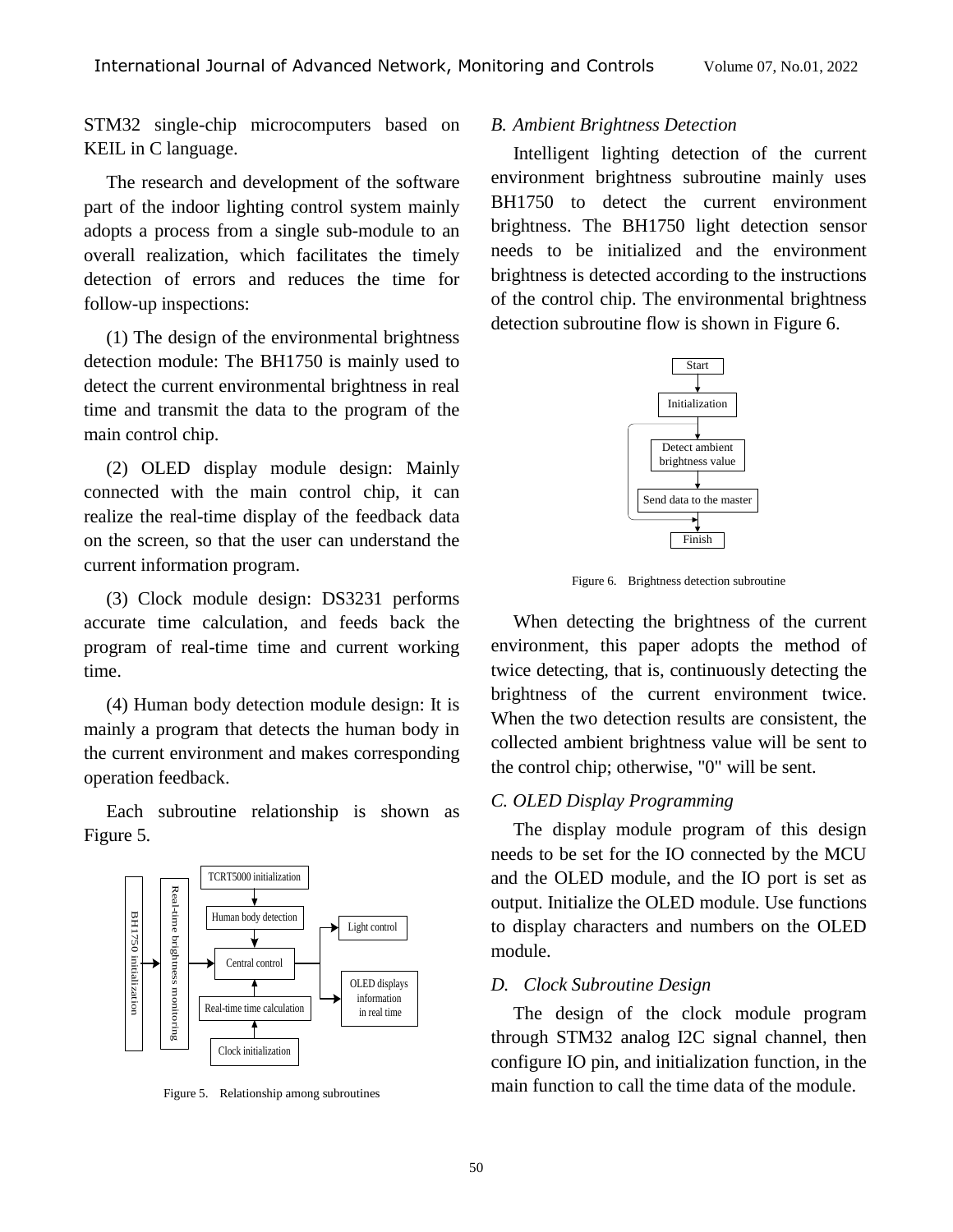STM32 single-chip microcomputers based on KEIL in C language.

The research and development of the software part of the indoor lighting control system mainly adopts a process from a single sub-module to an overall realization, which facilitates the timely detection of errors and reduces the time for follow-up inspections:

(1) The design of the environmental brightness detection module: The BH1750 is mainly used to detect the current environmental brightness in real time and transmit the data to the program of the main control chip.

(2) OLED display module design: Mainly connected with the main control chip, it can realize the real-time display of the feedback data on the screen, so that the user can understand the current information program.

(3) Clock module design: DS3231 performs accurate time calculation, and feeds back the program of real-time time and current working time.

(4) Human body detection module design: It is mainly a program that detects the human body in the current environment and makes corresponding operation feedback.

Each subroutine relationship is shown as Figure 5.

Figure 5. Relationship among subroutines

### B. Ambient Brightness Detection

Intelligent lighting detection of the current environment brightness subroutine mainly uses BH1750 to detect the current environment brightness. The BH1750 light detection sensor needs to be initialized and the environment brightness is detected according to the instructions of the control chip. The environmental brightness detection subroutine flow is shown in Figure 6.

Figure 6. Brightness detection subroutine

When detecting the brightness of the current environment, this paper adopts the method of twice detecting, that is, continuously detecting the brightness of the current environment twice. When the two detection results are consistent, the collected ambient brightness value will be sent to the control chip; otherwise, "0" will be sent.

### C. OLED Display Programming

The display module program of this design needs to be set for the IO connected by the MCU and the OLED module, and the IO port is set as output. Initialize the OLED module. Use functions to display characters and numbers on the OLED module.

### D. Clock Subroutine Design

The design of the clock module program through STM32 analog I2C signal channel, then configure IO pin, and initialization function, in the main function to call the time data of the module.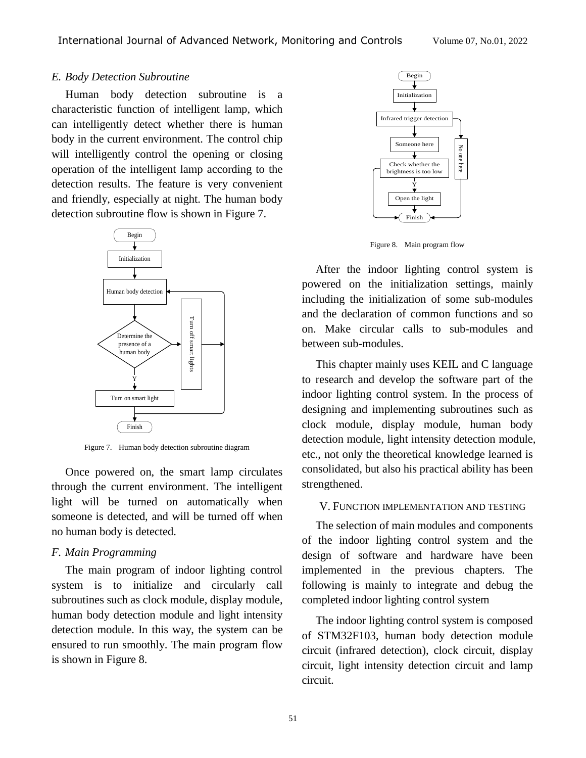### E. Body Detection Subroutine

Human body detection subroutine is a characteristic function of intelligent lamp, which can intelligently detect whether there is human body in the current environment. The control chip will intelligently control the opening or closing operation of the intelligent lamp according to the detection results. The feature is very convenient and friendly, especially at night. The human body detection subroutine flow is shown in Figure 7.

Figure 7. Human body detection subroutine diagram

Once powered on, the smart lamp circulates through the current environment. The intelligent light will be turned on automatically when someone is detected, and will be turned off when no human body is detected.

### F. Main Programming

The main program of indoor lighting control system is to initialize and circularly call subroutines such as clock module, display module, human body detection module and light intensity detection module. In this way, the system can be ensured to run smoothly. The main program flow is shown in Figure 8.

Figure 8. Main program flow

After the indoor lighting control system is powered on the initialization settings, mainly including the initialization of some sub-modules and the declaration of common functions and so on. Make circular calls to sub-modules and between sub-modules.

This chapter mainly uses KEIL and C language to research and develop the software part of the indoor lighting control system. In the process of designing and implementing subroutines such as clock module, display module, human body detection module, light intensity detection module, etc., not only the theoretical knowledge learned is consolidated, but also his practical ability has been strengthened.

## V. FUNCTION IMPLEMENTATION AND TESTING

The selection of main modules and components of the indoor lighting control system and the design of software and hardware have been implemented in the previous chapters. The following is mainly to integrate and debug the completed indoor lighting control system

The indoor lighting control system is composed of STM32F103, human body detection module circuit (infrared detection), clock circuit, display circuit, light intensity detection circuit and lamp circuit.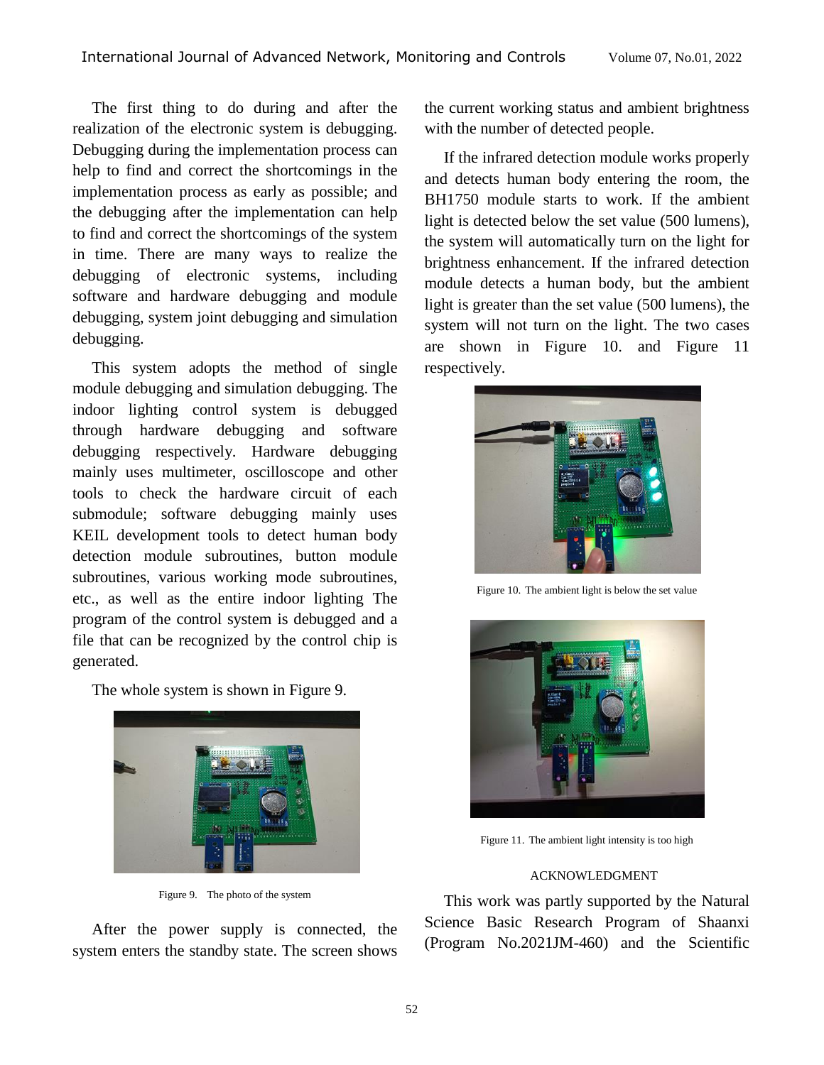The first thing to do during and after the realization of the electronic system is debugging. Debugging during the implementation process can help to find and correct the shortcomings in the implementation process as early as possible; and the debugging after the implementation can help to find and correct the shortcomings of the system in time. There are many ways to realize the debugging of electronic systems, including software and hardware debugging and module debugging, system joint debugging and simulation debugging.

This system adopts the method of single module debugging and simulation debugging. The indoor lighting control system is debugged through hardware debugging and software debugging respectively. Hardware debugging mainly uses multimeter, oscilloscope and other tools to check the hardware circuit of each submodule; software debugging mainly uses KEIL development tools to detect human body detection module subroutines, button module subroutines, various working mode subroutines, etc., as well as the entire indoor lighting The program of the control system is debugged and a file that can be recognized by the control chip is generated.

The whole system is shown in Figure 9.

Figure 9. The photo of the system

After the power supply is connected, the system enters the standby state. The screen shows the current working status and ambient brightness with the number of detected people.

If the infrared detection module works properly and detects human body entering the room, the BH1750 module starts to work. If the ambient light is detected below the set value (500 lumens), the system will automatically turn on the light for brightness enhancement. If the infrared detection module detects a human body, but the ambient light is greater than the set value (500 lumens), the system will not turn on the light. The two cases are shown in Figure 10. and Figure 11 respectively.

Figure 10. The ambient light is below the set value

Figure 11. The ambient light intensity is too high

## ACKNOWLEDGMENT

This work was partly supported by the Natural Science Basic Research Program of Shaanxi (Program No.2021JM-460) and the Scientific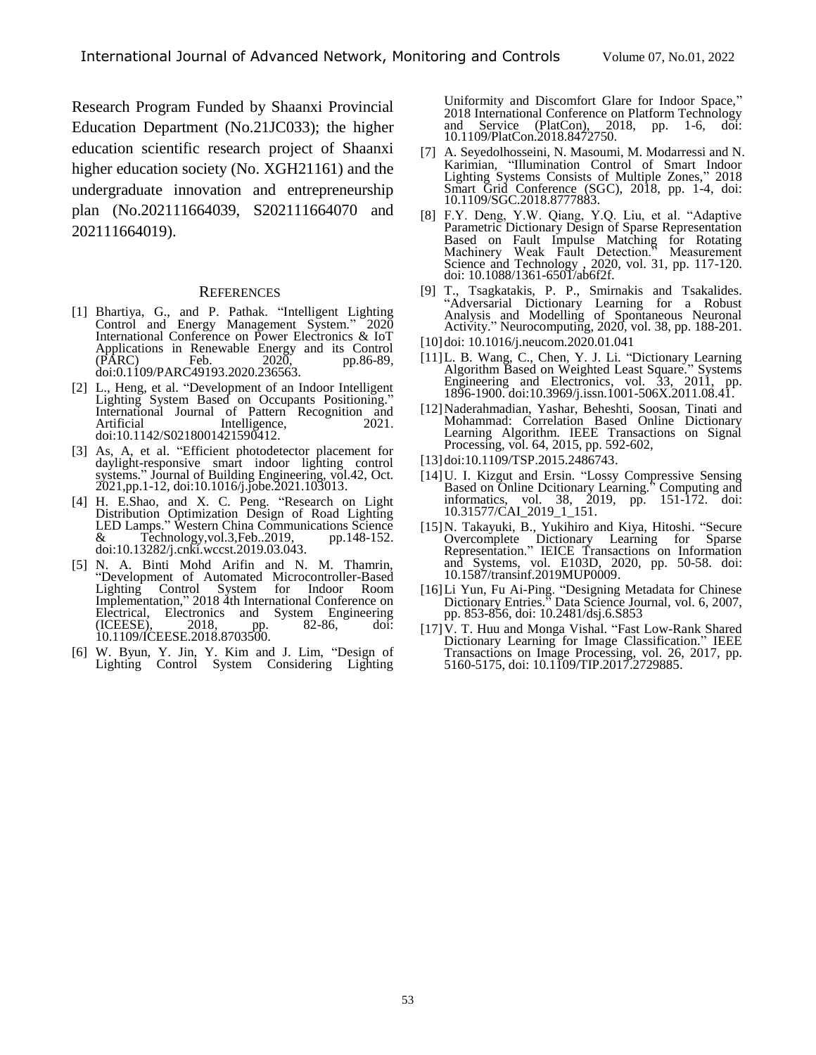Research Program Funded by Shaanxi Provincial Education Department (No.21JC033); the higher education scientific research project of Shaanxi higher education society (No. XGH21161) and the undergraduate innovation and entrepreneurship plan (No.202111664039, S202111664070 and 202111664019).

## REFERENCES

[1] Bhartiya, G., and P. Pathak. "Intelligent Lighting Control and Energy Management System." 2020 International Conference on Power Electronics & IoT Applications in Renewable Energy and its Control (PARC) Feb. 2020, pp.86-89, doi:0.1109/PARC49193.2020.236563.

[2] L., Heng, et al. "Development of an Indoor Intelligent Lighting System Based on Occupants Positioning." International Journal of Pattern Recognition and Artificial Intelligence, 2021. doi:10.1142/S0218001421590412.

[3] As, A, et al. "Efficient photodetector placement for daylight-responsive smart indoor lighting control systems." Journal of Building Engineering, vol.42, Oct. 2021,pp.1-12, doi:10.1016/j.jobe.2021.103013.

[4] H. E.Shao, and X. C. Peng. "Research on Light Distribution Optimization Design of Road Lighting LED Lamps." Western China Communications Science & Technology,vol.3,Feb..2019, pp.148-152. doi:10.13282/j.cnki.wccst.2019.03.043.

[5] N. A. Binti Mohd Arifin and N. M. Thamrin, "Development of Automated Microcontroller-Based Lighting Control System for Indoor Room Implementation," 2018 4th International Conference on Electrical, Electronics and System Engineering (ICEESE), 2018, pp. 82-86, doi: 10.1109/ICEESE.2018.8703500.

[6] W. Byun, Y. Jin, Y. Kim and J. Lim, "Design of Lighting Control System Considering Lighting Uniformity and Discomfort Glare for Indoor Space," 2018 International Conference on Platform Technology and Service (PlatCon), 2018, pp. 1-6, doi: 10.1109/PlatCon.2018.8472750.

[7] A. Seyedolhosseini, N. Masoumi, M. Modarressi and N. Karimian, "Illumination Control of Smart Indoor Lighting Systems Consists of Multiple Zones," 2018 Smart Grid Conference (SGC), 2018, pp. 1-4, doi: 10.1109/SGC.2018.8777883.

[8] F.Y. Deng, Y.W. Qiang, Y.Q. Liu, et al. "Adaptive Parametric Dictionary Design of Sparse Representation Based on Fault Impulse Matching for Rotating Machinery Weak Fault Detection." Measurement Science and Technology , 2020, vol. 31, pp. 117-120. doi: 10.1088/1361-6501/ab6f2f.

[9] T., Tsagkatakis, P. P., Smirnakis and Tsakalides. "Adversarial Dictionary Learning for a Robust Analysis and Modelling of Spontaneous Neuronal Activity." Neurocomputing, 2020, vol. 38, pp. 188-201.

[10] doi: 10.1016/j.neucom.2020.01.041

[11] L. B. Wang, C., Chen, Y. J. Li. "Dictionary Learning Algorithm Based on Weighted Least Square." Systems Engineering and Electronics, vol. 33, 2011, pp. 1896-1900. doi:10.3969/j.issn.1001-506X.2011.08.41.

[12] Naderahmadian, Yashar, Beheshti, Soosan, Tinati and Mohammad: Correlation Based Online Dictionary Learning Algorithm. IEEE Transactions on Signal Processing, vol. 64, 2015, pp. 592-602,

[13] doi:10.1109/TSP.2015.2486743.

[14] U. I. Kizgut and Ersin. "Lossy Compressive Sensing Based on Online Dcitionary Learning." Computing and informatics, vol. 38, 2019, pp. 151-172. doi: 10.31577/CAI_2019_1_151.

[15] N. Takayuki, B., Yukihiro and Kiya, Hitoshi. "Secure Overcomplete Dictionary Learning for Sparse Representation." IEICE Transactions on Information and Systems, vol. E103D, 2020, pp. 50-58. doi: 10.1587/transinf.2019MUP0009.

[16] Li Yun, Fu Ai-Ping. "Designing Metadata for Chinese Dictionary Entries." Data Science Journal, vol. 6, 2007, pp. 853-856, doi: 10.2481/dsj.6.S853

[17] V. T. Huu and Monga Vishal. "Fast Low-Rank Shared Dictionary Learning for Image Classification." IEEE Transactions on Image Processing, vol. 26, 2017, pp. 5160-5175, doi: 10.1109/TIP.2017.2729885.